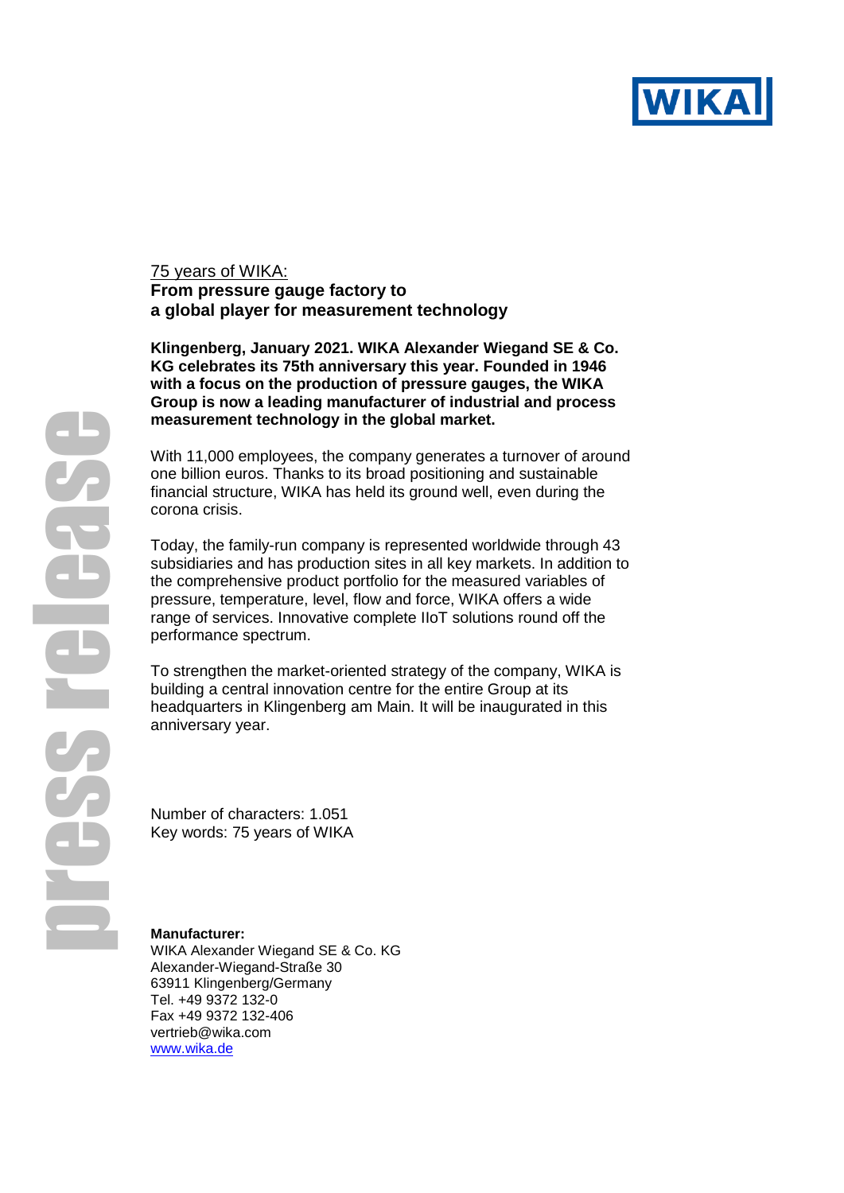75 years of WIKA:
**From pressure gauge factory to a global player for measurement technology**

**Klingenberg, January 2021. WIKA Alexander Wiegand SE & Co. KG celebrates its 75th anniversary this year. Founded in 1946 with a focus on the production of pressure gauges, the WIKA Group is now a leading manufacturer of industrial and process measurement technology in the global market.**

With 11,000 employees, the company generates a turnover of around one billion euros. Thanks to its broad positioning and sustainable financial structure, WIKA has held its ground well, even during the corona crisis.

Today, the family-run company is represented worldwide through 43 subsidiaries and has production sites in all key markets. In addition to the comprehensive product portfolio for the measured variables of pressure, temperature, level, flow and force, WIKA offers a wide range of services. Innovative complete IIoT solutions round off the performance spectrum.

To strengthen the market-oriented strategy of the company, WIKA is building a central innovation centre for the entire Group at its headquarters in Klingenberg am Main. It will be inaugurated in this anniversary year.

Number of characters: 1.051
Key words: 75 years of WIKA

**Manufacturer:**
WIKA Alexander Wiegand SE & Co. KG
Alexander-Wiegand-Straße 30
63911 Klingenberg/Germany
Tel. +49 9372 132-0
Fax +49 9372 132-406
vertrieb@wika.com
www.wika.de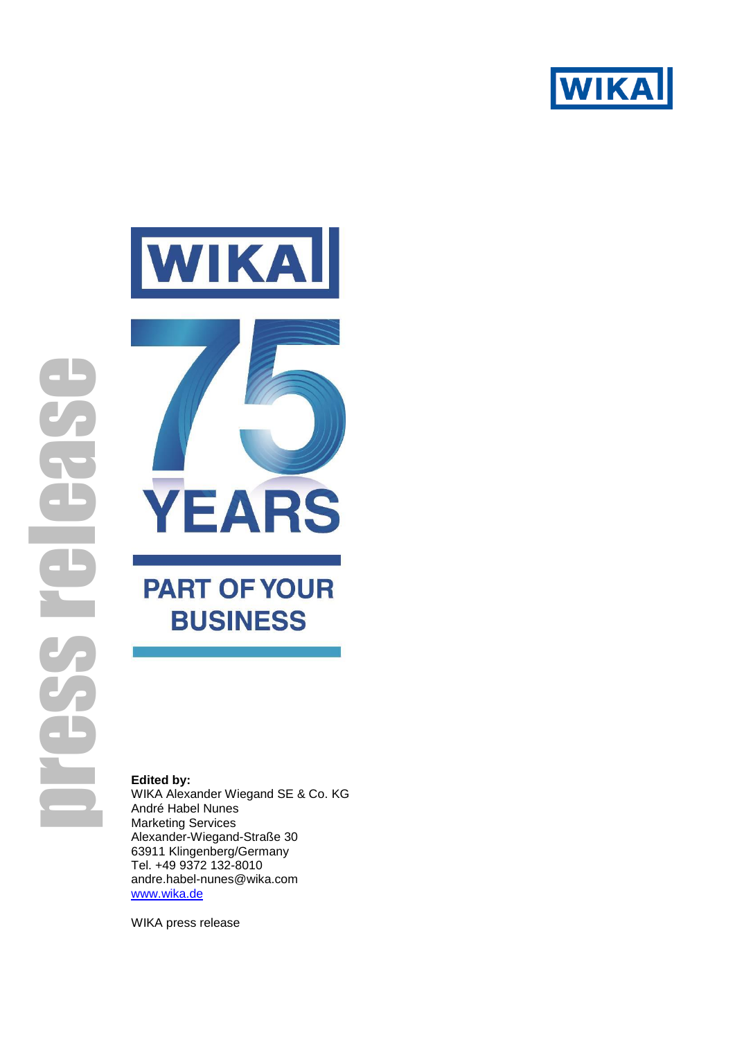**Edited by:**
WIKA Alexander Wiegand SE & Co. KG
André Habel Nunes
Marketing Services
Alexander-Wiegand-Straße 30
63911 Klingenberg/Germany
Tel. +49 9372 132-8010
andre.habel-nunes@wika.com
www.wika.de

WIKA press release